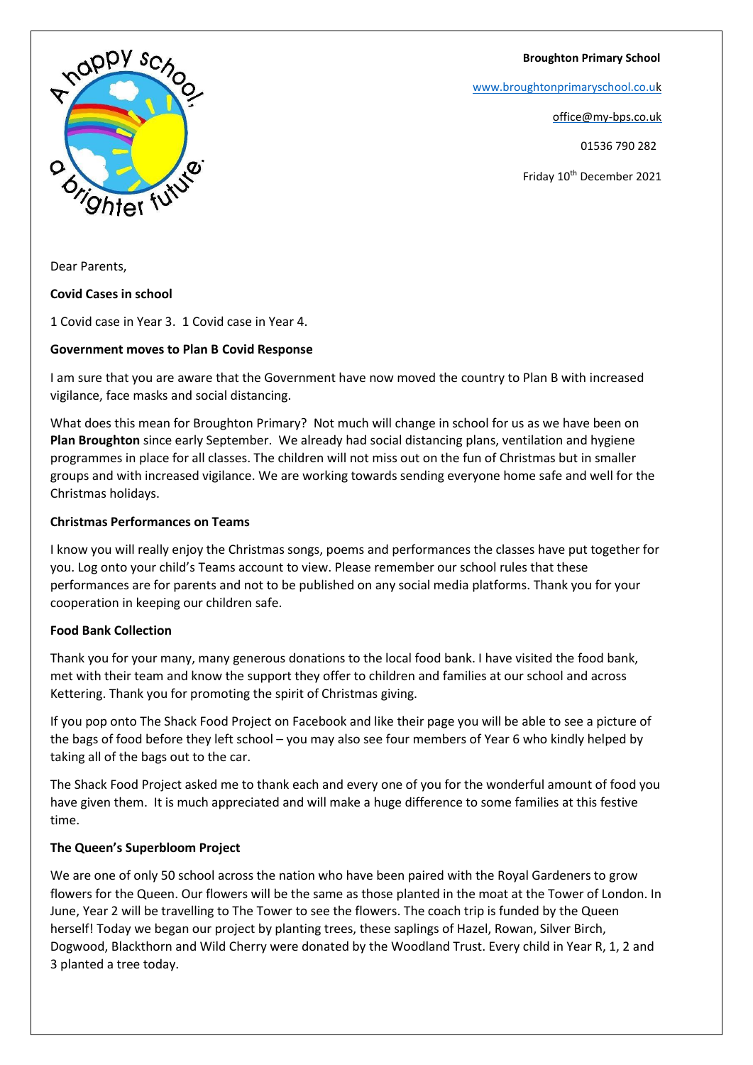**Broughton Primary School**

www.broughtonprimaryschool.co.uk

office@my-bps.co.uk

01536 790 282

Friday 10th December 2021

Dear Parents,

**Covid Cases in school**

1 Covid case in Year 3. 1 Covid case in Year 4.

**Government moves to Plan B Covid Response**

I am sure that you are aware that the Government have now moved the country to Plan B with increased vigilance, face masks and social distancing.

What does this mean for Broughton Primary? Not much will change in school for us as we have been on **Plan Broughton** since early September. We already had social distancing plans, ventilation and hygiene programmes in place for all classes. The children will not miss out on the fun of Christmas but in smaller groups and with increased vigilance. We are working towards sending everyone home safe and well for the Christmas holidays.

**Christmas Performances on Teams**

I know you will really enjoy the Christmas songs, poems and performances the classes have put together for you. Log onto your child's Teams account to view. Please remember our school rules that these performances are for parents and not to be published on any social media platforms. Thank you for your cooperation in keeping our children safe.

**Food Bank Collection**

Thank you for your many, many generous donations to the local food bank. I have visited the food bank, met with their team and know the support they offer to children and families at our school and across Kettering. Thank you for promoting the spirit of Christmas giving.

If you pop onto The Shack Food Project on Facebook and like their page you will be able to see a picture of the bags of food before they left school – you may also see four members of Year 6 who kindly helped by taking all of the bags out to the car.

The Shack Food Project asked me to thank each and every one of you for the wonderful amount of food you have given them. It is much appreciated and will make a huge difference to some families at this festive time.

**The Queen's Superbloom Project**

We are one of only 50 school across the nation who have been paired with the Royal Gardeners to grow flowers for the Queen. Our flowers will be the same as those planted in the moat at the Tower of London. In June, Year 2 will be travelling to The Tower to see the flowers. The coach trip is funded by the Queen herself! Today we began our project by planting trees, these saplings of Hazel, Rowan, Silver Birch, Dogwood, Blackthorn and Wild Cherry were donated by the Woodland Trust. Every child in Year R, 1, 2 and 3 planted a tree today.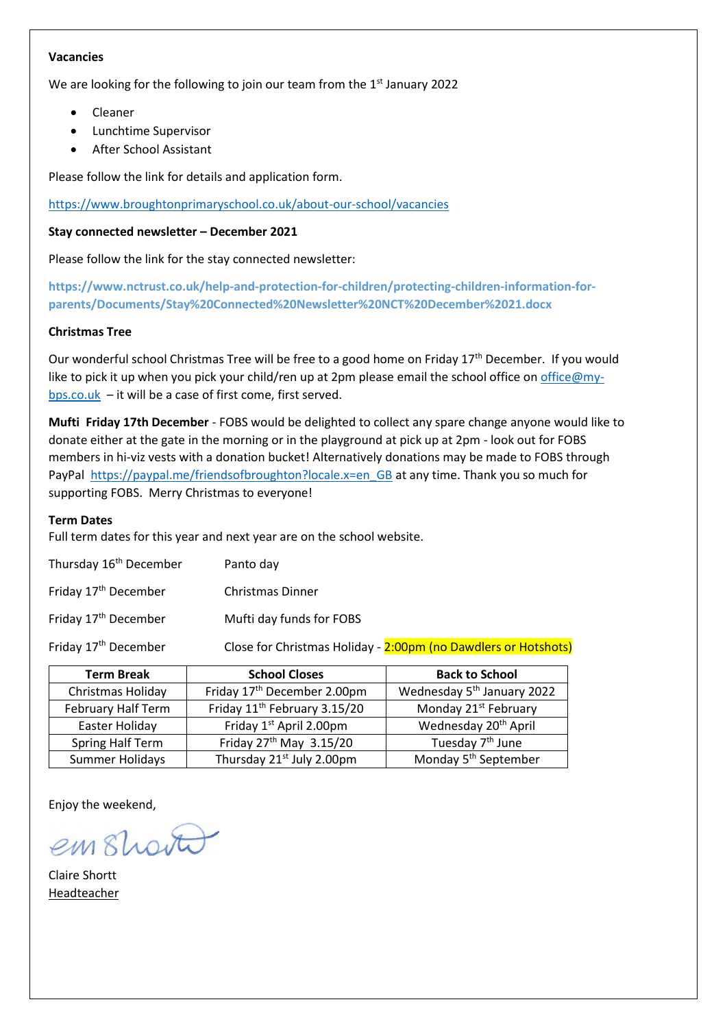**Vacancies**

We are looking for the following to join our team from the 1st January 2022

- Cleaner
- Lunchtime Supervisor
- After School Assistant

Please follow the link for details and application form.

https://www.broughtonprimaryschool.co.uk/about-our-school/vacancies

**Stay connected newsletter – December 2021**

Please follow the link for the stay connected newsletter:

**https://www.nctrust.co.uk/help-and-protection-for-children/protecting-children-information-for-parents/Documents/Stay%20Connected%20Newsletter%20NCT%20December%2021.docx**

**Christmas Tree**

Our wonderful school Christmas Tree will be free to a good home on Friday 17th December. If you would like to pick it up when you pick your child/ren up at 2pm please email the school office on office@my-bps.co.uk – it will be a case of first come, first served.

**Mufti Friday 17th December** - FOBS would be delighted to collect any spare change anyone would like to donate either at the gate in the morning or in the playground at pick up at 2pm - look out for FOBS members in hi-viz vests with a donation bucket! Alternatively donations may be made to FOBS through PayPal https://paypal.me/friendsofbroughton?locale.x=en_GB at any time. Thank you so much for supporting FOBS. Merry Christmas to everyone!

**Term Dates**

Full term dates for this year and next year are on the school website.

| | |
|---|---|
| Thursday 16th December | Panto day |
| Friday 17th December | Christmas Dinner |
| Friday 17th December | Mufti day funds for FOBS |
| Friday 17th December | Close for Christmas Holiday - 2:00pm (no Dawdlers or Hotshots) |

| Term Break | School Closes | Back to School |
|---|---|---|
| Christmas Holiday | Friday 17th December 2.00pm | Wednesday 5th January 2022 |
| February Half Term | Friday 11th February 3.15/20 | Monday 21st February |
| Easter Holiday | Friday 1st April 2.00pm | Wednesday 20th April |
| Spring Half Term | Friday 27th May 3.15/20 | Tuesday 7th June |
| Summer Holidays | Thursday 21st July 2.00pm | Monday 5th September |

Enjoy the weekend,

Claire Shortt
Headteacher